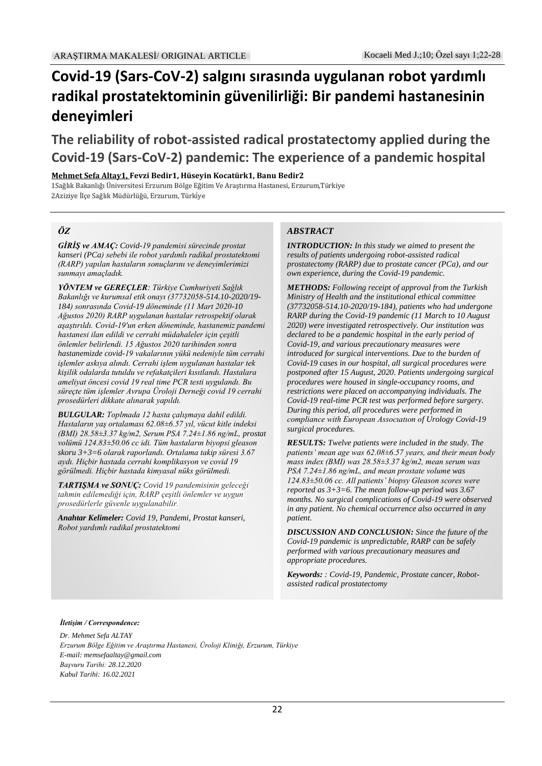ARAŞTIRMA MAKALESİ/ ORIGINAL ARTICLE

# Covid-19 (Sars-CoV-2) salgını sırasında uygulanan robot yardımlı radikal prostatektominin güvenilirliği: Bir pandemi hastanesinin deneyimleri

## The reliability of robot-assisted radical prostatectomy applied during the Covid-19 (Sars-CoV-2) pandemic: The experience of a pandemic hospital

**Mehmet Sefa Altay1, Fevzi Bedir1, Hüseyin Kocatürk1, Banu Bedir2**

1Sağlık Bakanlığı Üniversitesi Erzurum Bölge Eğitim Ve Araştırma Hastanesi, Erzurum,Türkiye
2Aziziye İlçe Sağlık Müdürlüğü, Erzurum, Türkiye

### ÖZ

***GİRİŞ ve AMAÇ:*** *Covid-19 pandemisi sürecinde prostat kanseri (PCa) sebebi ile robot yardımlı radikal prostatektomi (RARP) yapılan hastaların sonuçlarını ve deneyimlerimizi sunmayı amaçladık.*

***YÖNTEM ve GEREÇLER****: Türkiye Cumhuriyeti Sağlık Bakanlığı ve kurumsal etik onayı (37732058-514.10-2020/19-184) sonrasında Covid-19 döneminde (11 Mart 2020-10 Ağustos 2020) RARP uygulanan hastalar retrospektif olarak aşaştırıldı. Covid-19'un erken döneminde, hastanemiz pandemi hastanesi ilan edildi ve cerrahi müdahaleler için çeşitli önlemler belirlendi. 15 Ağustos 2020 tarihinden sonra hastanemizde covid-19 vakalarının yükü nedeniyle tüm cerrahi işlemler askıya alındı. Cerrahi işlem uygulanan hastalar tek kişilik odalarda tutuldu ve refakatçileri kısıtlandı. Hastalara ameliyat öncesi covid 19 real time PCR testi uygulandı. Bu süreçte tüm işlemler Avrupa Üroloji Derneği covid 19 cerrahi prosedürleri dikkate alınarak yapıldı.*

***BULGULAR:*** *Toplmada 12 hasta çalışmaya dahil edildi. Hastaların yaş ortalaması 62.08±6.57 yıl, vücut kitle indeksi (BMI) 28.58±3.37 kg/m2, Serum PSA 7.24±1.86 ng/mL, prostat volümü 124.83±50.06 cc idi. Tüm hastaların biyopsi gleason skoru 3+3=6 olarak raporlandı. Ortalama takip süresi 3.67 aydı. Hiçbir hastada cerrahi komplikasyon ve covid 19 görülmedi. Hiçbir hastada kimyasal nüks görülmedi.*

***TARTIŞMA ve SONUÇ:*** *Covid 19 pandemisinin geleceği tahmin edilemediği için, RARP çeşitli önlemler ve uygun prosedürlerle güvenle uygulanabilir.*

***Anahtar Kelimeler:*** *Covid 19, Pandemi, Prostat kanseri, Robot yardımlı radikal prostatektomi*

### ABSTRACT

***INTRODUCTION:*** *In this study we aimed to present the results of patients undergoing robot-assisted radical prostatectomy (RARP) due to prostate cancer (PCa), and our own experience, during the Covid-19 pandemic.*

***METHODS:*** *Following receipt of approval from the Turkish Ministry of Health and the institutional ethical committee (37732058-514.10-2020/19-184), patients who had undergone RARP during the Covid-19 pandemic (11 March to 10 August 2020) were investigated retrospectively. Our institution was declared to be a pandemic hospital in the early period of Covid-19, and various precautionary measures were introduced for surgical interventions. Due to the burden of Covid-19 cases in our hospital, all surgical procedures were postponed after 15 August, 2020. Patients undergoing surgical procedures were housed in single-occupancy rooms, and restrictions were placed on accompanying individuals. The Covid-19 real-time PCR test was performed before surgery. During this period, all procedures were performed in compliance with European Assocıatıon of Urology Covid-19 surgical procedures.*

***RESULTS:*** *Twelve patients were included in the study. The patients' mean age was 62.08±6.57 years, and their mean body mass index (BMI) was 28.58±3.37 kg/m2, mean serum was PSA 7.24±1.86 ng/mL, and mean prostate volume was 124.83±50.06 cc. All patients' biopsy Gleason scores were reported as 3+3=6. The mean follow-up period was 3.67 months. No surgical complications of Covid-19 were observed in any patient. No chemical occurrence also occurred in any patient.*

***DISCUSSION AND CONCLUSION:*** *Since the future of the Covid-19 pandemic is unpredictable, RARP can be safely performed with various precautionary measures and appropriate procedures.*

***Keywords:*** *: Covid-19, Pandemic, Prostate cancer, Robot-assisted radical prostatectomy*

***İletişim / Correspondence:***

*Dr. Mehmet Sefa ALTAY*
*Erzurum Bölge Eğitim ve Araştırma Hastanesi, Üroloji Kliniği, Erzurum, Türkiye*
*E-mail: memsefaaltay@gmail.com*
*Başvuru Tarihi: 28.12.2020*
*Kabul Tarihi: 16.02.2021*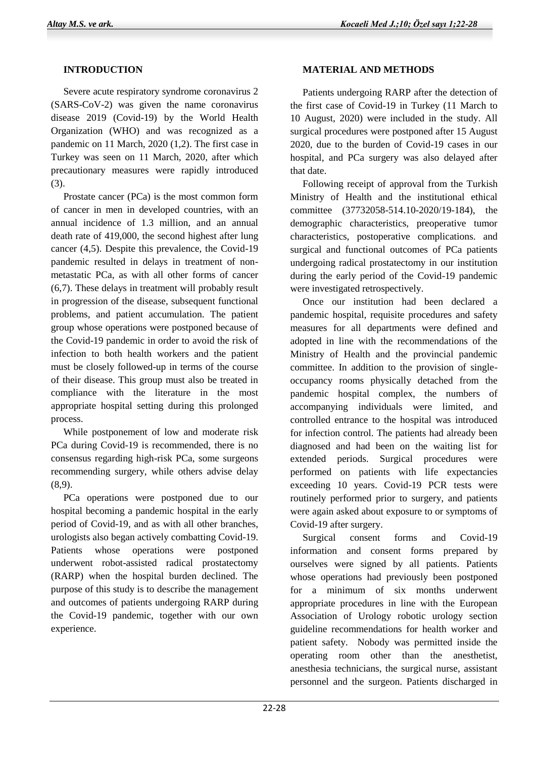## INTRODUCTION

Severe acute respiratory syndrome coronavirus 2 (SARS-CoV-2) was given the name coronavirus disease 2019 (Covid-19) by the World Health Organization (WHO) and was recognized as a pandemic on 11 March, 2020 (1,2). The first case in Turkey was seen on 11 March, 2020, after which precautionary measures were rapidly introduced (3).

Prostate cancer (PCa) is the most common form of cancer in men in developed countries, with an annual incidence of 1.3 million, and an annual death rate of 419,000, the second highest after lung cancer (4,5). Despite this prevalence, the Covid-19 pandemic resulted in delays in treatment of non-metastatic PCa, as with all other forms of cancer (6,7). These delays in treatment will probably result in progression of the disease, subsequent functional problems, and patient accumulation. The patient group whose operations were postponed because of the Covid-19 pandemic in order to avoid the risk of infection to both health workers and the patient must be closely followed-up in terms of the course of their disease. This group must also be treated in compliance with the literature in the most appropriate hospital setting during this prolonged process.

While postponement of low and moderate risk PCa during Covid-19 is recommended, there is no consensus regarding high-risk PCa, some surgeons recommending surgery, while others advise delay (8,9).

PCa operations were postponed due to our hospital becoming a pandemic hospital in the early period of Covid-19, and as with all other branches, urologists also began actively combatting Covid-19. Patients whose operations were postponed underwent robot-assisted radical prostatectomy (RARP) when the hospital burden declined. The purpose of this study is to describe the management and outcomes of patients undergoing RARP during the Covid-19 pandemic, together with our own experience.

## MATERIAL AND METHODS

Patients undergoing RARP after the detection of the first case of Covid-19 in Turkey (11 March to 10 August, 2020) were included in the study. All surgical procedures were postponed after 15 August 2020, due to the burden of Covid-19 cases in our hospital, and PCa surgery was also delayed after that date.

Following receipt of approval from the Turkish Ministry of Health and the institutional ethical committee (37732058-514.10-2020/19-184), the demographic characteristics, preoperative tumor characteristics, postoperative complications. and surgical and functional outcomes of PCa patients undergoing radical prostatectomy in our institution during the early period of the Covid-19 pandemic were investigated retrospectively.

Once our institution had been declared a pandemic hospital, requisite procedures and safety measures for all departments were defined and adopted in line with the recommendations of the Ministry of Health and the provincial pandemic committee. In addition to the provision of single-occupancy rooms physically detached from the pandemic hospital complex, the numbers of accompanying individuals were limited, and controlled entrance to the hospital was introduced for infection control. The patients had already been diagnosed and had been on the waiting list for extended periods. Surgical procedures were performed on patients with life expectancies exceeding 10 years. Covid-19 PCR tests were routinely performed prior to surgery, and patients were again asked about exposure to or symptoms of Covid-19 after surgery.

Surgical consent forms and Covid-19 information and consent forms prepared by ourselves were signed by all patients. Patients whose operations had previously been postponed for a minimum of six months underwent appropriate procedures in line with the European Association of Urology robotic urology section guideline recommendations for health worker and patient safety. Nobody was permitted inside the operating room other than the anesthetist, anesthesia technicians, the surgical nurse, assistant personnel and the surgeon. Patients discharged in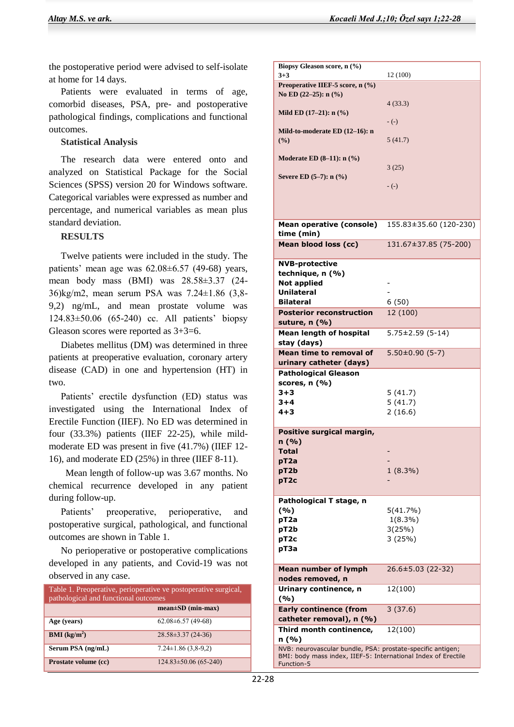the postoperative period were advised to self-isolate at home for 14 days.

Patients were evaluated in terms of age, comorbid diseases, PSA, pre- and postoperative pathological findings, complications and functional outcomes.

**Statistical Analysis**

The research data were entered onto and analyzed on Statistical Package for the Social Sciences (SPSS) version 20 for Windows software. Categorical variables were expressed as number and percentage, and numerical variables as mean plus standard deviation.

## RESULTS

Twelve patients were included in the study. The patients' mean age was 62.08±6.57 (49-68) years, mean body mass (BMI) was 28.58±3.37 (24-36)kg/m2, mean serum PSA was 7.24±1.86 (3,8-9,2) ng/mL, and mean prostate volume was 124.83±50.06 (65-240) cc. All patients' biopsy Gleason scores were reported as 3+3=6.

Diabetes mellitus (DM) was determined in three patients at preoperative evaluation, coronary artery disease (CAD) in one and hypertension (HT) in two.

Patients' erectile dysfunction (ED) status was investigated using the International Index of Erectile Function (IIEF). No ED was determined in four (33.3%) patients (IIEF 22-25), while mild-moderate ED was present in five (41.7%) (IIEF 12-16), and moderate ED (25%) in three (IIEF 8-11).

Mean length of follow-up was 3.67 months. No chemical recurrence developed in any patient during follow-up.

Patients' preoperative, perioperative, and postoperative surgical, pathological, and functional outcomes are shown in Table 1.

No perioperative or postoperative complications developed in any patients, and Covid-19 was not observed in any case.

Table 1. Preoperative, perioperative ve postoperative surgical, pathological and functional outcomes

| | mean±SD (min-max) |
|---|---|
| **Age (years)** | 62.08±6.57 (49-68) |
| **BMI (kg/m$^2$)** | 28.58±3.37 (24-36) |
| **Serum PSA (ng/mL)** | 7.24±1.86 (3,8-9,2) |
| **Prostate volume (cc)** | 124.83±50.06 (65-240) |
| **Biopsy Gleason score, n (%)** | |
| 3+3 | 12 (100) |
| **Preoperative IIEF-5 score, n (%)** | |
| No ED (22–25): n (%) | 4 (33.3) |
| Mild ED (17–21): n (%) | - (-) |
| Mild-to-moderate ED (12–16): n (%) | 5 (41.7) |
| Moderate ED (8–11): n (%) | 3 (25) |
| Severe ED (5–7): n (%) | - (-) |
| **Mean operative (console) time (min)** | 155.83±35.60 (120-230) |
| **Mean blood loss (cc)** | 131.67±37.85 (75-200) |
| **NVB-protective technique, n (%)** | |
| Not applied | - |
| Unilateral | - |
| Bilateral | 6 (50) |
| **Posterior reconstruction suture, n (%)** | 12 (100) |
| **Mean length of hospital stay (days)** | 5.75±2.59 (5-14) |
| **Mean time to removal of urinary catheter (days)** | 5.50±0.90 (5-7) |
| **Pathological Gleason scores, n (%)** | |
| 3+3 | 5 (41.7) |
| 3+4 | 5 (41.7) |
| 4+3 | 2 (16.6) |
| **Positive surgical margin, n (%)** | |
| Total | - |
| pT2a | - |
| pT2b | 1 (8.3%) |
| pT2c | - |
| **Pathological T stage, n (%)** | |
| pT2a | 5(41.7%) |
| pT2b | 1(8.3%) |
| pT2c | 3(25%) |
| pT3a | 3 (25%) |
| **Mean number of lymph nodes removed, n** | 26.6±5.03 (22-32) |
| **Urinary continence, n (%)** | 12(100) |
| **Early continence (from catheter removal), n (%)** | 3 (37.6) |
| **Third month continence, n (%)** | 12(100) |

NVB: neurovascular bundle, PSA: prostate-specific antigen; BMI: body mass index, IIEF-5: International Index of Erectile Function-5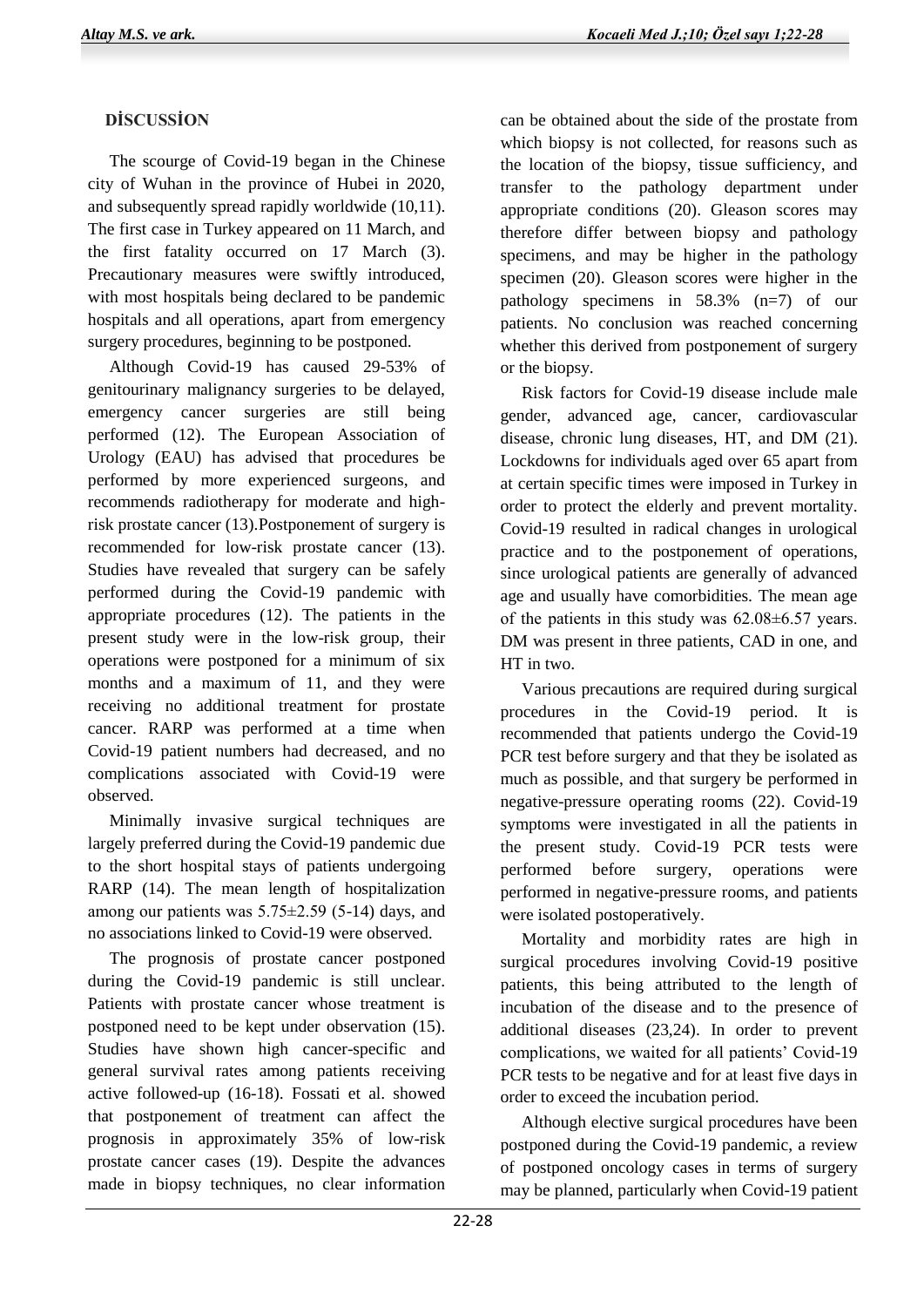## DİSCUSSİON

The scourge of Covid-19 began in the Chinese city of Wuhan in the province of Hubei in 2020, and subsequently spread rapidly worldwide (10,11). The first case in Turkey appeared on 11 March, and the first fatality occurred on 17 March (3). Precautionary measures were swiftly introduced, with most hospitals being declared to be pandemic hospitals and all operations, apart from emergency surgery procedures, beginning to be postponed.

Although Covid-19 has caused 29-53% of genitourinary malignancy surgeries to be delayed, emergency cancer surgeries are still being performed (12). The European Association of Urology (EAU) has advised that procedures be performed by more experienced surgeons, and recommends radiotherapy for moderate and high-risk prostate cancer (13).Postponement of surgery is recommended for low-risk prostate cancer (13). Studies have revealed that surgery can be safely performed during the Covid-19 pandemic with appropriate procedures (12). The patients in the present study were in the low-risk group, their operations were postponed for a minimum of six months and a maximum of 11, and they were receiving no additional treatment for prostate cancer. RARP was performed at a time when Covid-19 patient numbers had decreased, and no complications associated with Covid-19 were observed.

Minimally invasive surgical techniques are largely preferred during the Covid-19 pandemic due to the short hospital stays of patients undergoing RARP (14). The mean length of hospitalization among our patients was 5.75±2.59 (5-14) days, and no associations linked to Covid-19 were observed.

The prognosis of prostate cancer postponed during the Covid-19 pandemic is still unclear. Patients with prostate cancer whose treatment is postponed need to be kept under observation (15). Studies have shown high cancer-specific and general survival rates among patients receiving active followed-up (16-18). Fossati et al. showed that postponement of treatment can affect the prognosis in approximately 35% of low-risk prostate cancer cases (19). Despite the advances made in biopsy techniques, no clear information can be obtained about the side of the prostate from which biopsy is not collected, for reasons such as the location of the biopsy, tissue sufficiency, and transfer to the pathology department under appropriate conditions (20). Gleason scores may therefore differ between biopsy and pathology specimens, and may be higher in the pathology specimen (20). Gleason scores were higher in the pathology specimens in 58.3% (n=7) of our patients. No conclusion was reached concerning whether this derived from postponement of surgery or the biopsy.

Risk factors for Covid-19 disease include male gender, advanced age, cancer, cardiovascular disease, chronic lung diseases, HT, and DM (21). Lockdowns for individuals aged over 65 apart from at certain specific times were imposed in Turkey in order to protect the elderly and prevent mortality. Covid-19 resulted in radical changes in urological practice and to the postponement of operations, since urological patients are generally of advanced age and usually have comorbidities. The mean age of the patients in this study was 62.08±6.57 years. DM was present in three patients, CAD in one, and HT in two.

Various precautions are required during surgical procedures in the Covid-19 period. It is recommended that patients undergo the Covid-19 PCR test before surgery and that they be isolated as much as possible, and that surgery be performed in negative-pressure operating rooms (22). Covid-19 symptoms were investigated in all the patients in the present study. Covid-19 PCR tests were performed before surgery, operations were performed in negative-pressure rooms, and patients were isolated postoperatively.

Mortality and morbidity rates are high in surgical procedures involving Covid-19 positive patients, this being attributed to the length of incubation of the disease and to the presence of additional diseases (23,24). In order to prevent complications, we waited for all patients' Covid-19 PCR tests to be negative and for at least five days in order to exceed the incubation period.

Although elective surgical procedures have been postponed during the Covid-19 pandemic, a review of postponed oncology cases in terms of surgery may be planned, particularly when Covid-19 patient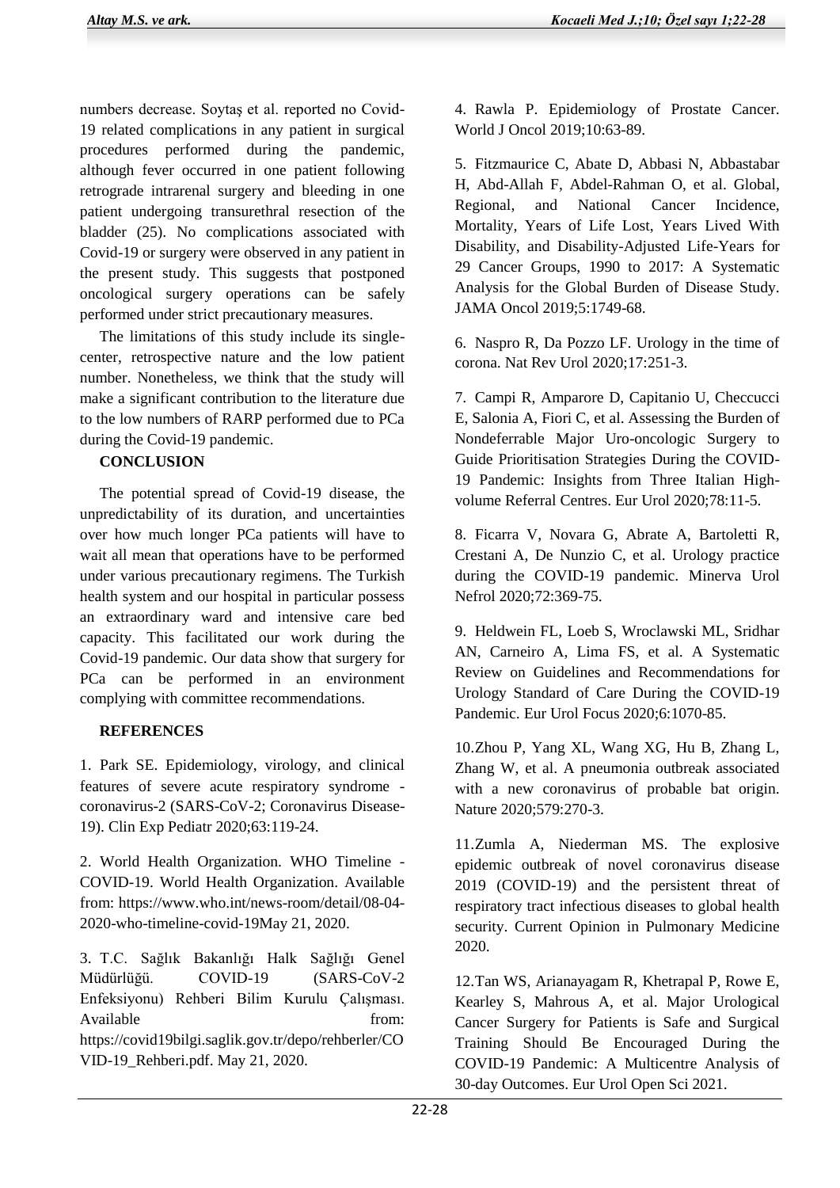numbers decrease. Soytaş et al. reported no Covid-19 related complications in any patient in surgical procedures performed during the pandemic, although fever occurred in one patient following retrograde intrarenal surgery and bleeding in one patient undergoing transurethral resection of the bladder (25). No complications associated with Covid-19 or surgery were observed in any patient in the present study. This suggests that postponed oncological surgery operations can be safely performed under strict precautionary measures.

The limitations of this study include its single-center, retrospective nature and the low patient number. Nonetheless, we think that the study will make a significant contribution to the literature due to the low numbers of RARP performed due to PCa during the Covid-19 pandemic.

**CONCLUSION**

The potential spread of Covid-19 disease, the unpredictability of its duration, and uncertainties over how much longer PCa patients will have to wait all mean that operations have to be performed under various precautionary regimens. The Turkish health system and our hospital in particular possess an extraordinary ward and intensive care bed capacity. This facilitated our work during the Covid-19 pandemic. Our data show that surgery for PCa can be performed in an environment complying with committee recommendations.

**REFERENCES**

1. Park SE. Epidemiology, virology, and clinical features of severe acute respiratory syndrome -coronavirus-2 (SARS-CoV-2; Coronavirus Disease-19). Clin Exp Pediatr 2020;63:119-24.

2. World Health Organization. WHO Timeline - COVID-19. World Health Organization. Available from: https://www.who.int/news-room/detail/08-04-2020-who-timeline-covid-19May 21, 2020.

3. T.C. Sağlık Bakanlığı Halk Sağlığı Genel Müdürlüğü. COVID-19 (SARS-CoV-2 Enfeksiyonu) Rehberi Bilim Kurulu Çalışması. Available from: https://covid19bilgi.saglik.gov.tr/depo/rehberler/COVID-19_Rehberi.pdf. May 21, 2020.

4. Rawla P. Epidemiology of Prostate Cancer. World J Oncol 2019;10:63-89.

5. Fitzmaurice C, Abate D, Abbasi N, Abbastabar H, Abd-Allah F, Abdel-Rahman O, et al. Global, Regional, and National Cancer Incidence, Mortality, Years of Life Lost, Years Lived With Disability, and Disability-Adjusted Life-Years for 29 Cancer Groups, 1990 to 2017: A Systematic Analysis for the Global Burden of Disease Study. JAMA Oncol 2019;5:1749-68.

6. Naspro R, Da Pozzo LF. Urology in the time of corona. Nat Rev Urol 2020;17:251-3.

7. Campi R, Amparore D, Capitanio U, Checcucci E, Salonia A, Fiori C, et al. Assessing the Burden of Nondeferrable Major Uro-oncologic Surgery to Guide Prioritisation Strategies During the COVID-19 Pandemic: Insights from Three Italian High-volume Referral Centres. Eur Urol 2020;78:11-5.

8. Ficarra V, Novara G, Abrate A, Bartoletti R, Crestani A, De Nunzio C, et al. Urology practice during the COVID-19 pandemic. Minerva Urol Nefrol 2020;72:369-75.

9. Heldwein FL, Loeb S, Wroclawski ML, Sridhar AN, Carneiro A, Lima FS, et al. A Systematic Review on Guidelines and Recommendations for Urology Standard of Care During the COVID-19 Pandemic. Eur Urol Focus 2020;6:1070-85.

10. Zhou P, Yang XL, Wang XG, Hu B, Zhang L, Zhang W, et al. A pneumonia outbreak associated with a new coronavirus of probable bat origin. Nature 2020;579:270-3.

11. Zumla A, Niederman MS. The explosive epidemic outbreak of novel coronavirus disease 2019 (COVID-19) and the persistent threat of respiratory tract infectious diseases to global health security. Current Opinion in Pulmonary Medicine 2020.

12. Tan WS, Arianayagam R, Khetrapal P, Rowe E, Kearley S, Mahrous A, et al. Major Urological Cancer Surgery for Patients is Safe and Surgical Training Should Be Encouraged During the COVID-19 Pandemic: A Multicentre Analysis of 30-day Outcomes. Eur Urol Open Sci 2021.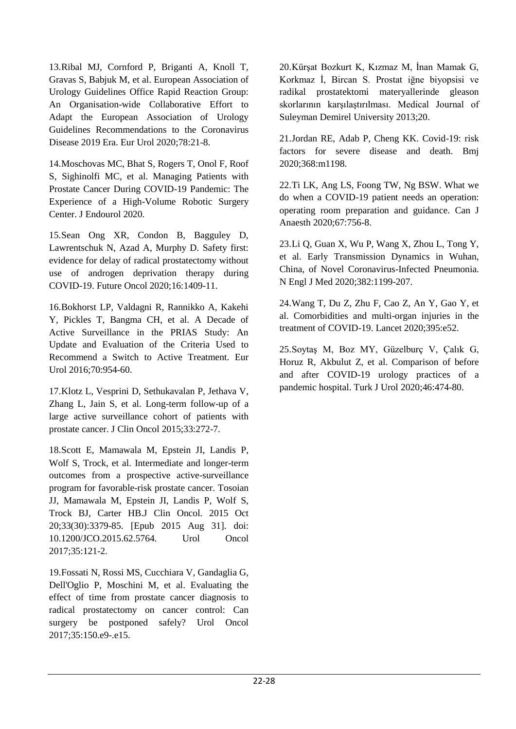13.Ribal MJ, Cornford P, Briganti A, Knoll T, Gravas S, Babjuk M, et al. European Association of Urology Guidelines Office Rapid Reaction Group: An Organisation-wide Collaborative Effort to Adapt the European Association of Urology Guidelines Recommendations to the Coronavirus Disease 2019 Era. Eur Urol 2020;78:21-8.

14.Moschovas MC, Bhat S, Rogers T, Onol F, Roof S, Sighinolfi MC, et al. Managing Patients with Prostate Cancer During COVID-19 Pandemic: The Experience of a High-Volume Robotic Surgery Center. J Endourol 2020.

15.Sean Ong XR, Condon B, Bagguley D, Lawrentschuk N, Azad A, Murphy D. Safety first: evidence for delay of radical prostatectomy without use of androgen deprivation therapy during COVID-19. Future Oncol 2020;16:1409-11.

16.Bokhorst LP, Valdagni R, Rannikko A, Kakehi Y, Pickles T, Bangma CH, et al. A Decade of Active Surveillance in the PRIAS Study: An Update and Evaluation of the Criteria Used to Recommend a Switch to Active Treatment. Eur Urol 2016;70:954-60.

17.Klotz L, Vesprini D, Sethukavalan P, Jethava V, Zhang L, Jain S, et al. Long-term follow-up of a large active surveillance cohort of patients with prostate cancer. J Clin Oncol 2015;33:272-7.

18.Scott E, Mamawala M, Epstein JI, Landis P, Wolf S, Trock, et al. Intermediate and longer-term outcomes from a prospective active-surveillance program for favorable-risk prostate cancer. Tosoian JJ, Mamawala M, Epstein JI, Landis P, Wolf S, Trock BJ, Carter HB.J Clin Oncol. 2015 Oct 20;33(30):3379-85. [Epub 2015 Aug 31]. doi: 10.1200/JCO.2015.62.5764. Urol Oncol 2017;35:121-2.

19.Fossati N, Rossi MS, Cucchiara V, Gandaglia G, Dell'Oglio P, Moschini M, et al. Evaluating the effect of time from prostate cancer diagnosis to radical prostatectomy on cancer control: Can surgery be postponed safely? Urol Oncol 2017;35:150.e9-.e15.

20.Kürşat Bozkurt K, Kızmaz M, İnan Mamak G, Korkmaz İ, Bircan S. Prostat iğne biyopsisi ve radikal prostatektomi materyallerinde gleason skorlarının karşılaştırılması. Medical Journal of Suleyman Demirel University 2013;20.

21.Jordan RE, Adab P, Cheng KK. Covid-19: risk factors for severe disease and death. Bmj 2020;368:m1198.

22.Ti LK, Ang LS, Foong TW, Ng BSW. What we do when a COVID-19 patient needs an operation: operating room preparation and guidance. Can J Anaesth 2020;67:756-8.

23.Li Q, Guan X, Wu P, Wang X, Zhou L, Tong Y, et al. Early Transmission Dynamics in Wuhan, China, of Novel Coronavirus-Infected Pneumonia. N Engl J Med 2020;382:1199-207.

24.Wang T, Du Z, Zhu F, Cao Z, An Y, Gao Y, et al. Comorbidities and multi-organ injuries in the treatment of COVID-19. Lancet 2020;395:e52.

25.Soytaş M, Boz MY, Güzelburç V, Çalık G, Horuz R, Akbulut Z, et al. Comparison of before and after COVID-19 urology practices of a pandemic hospital. Turk J Urol 2020;46:474-80.